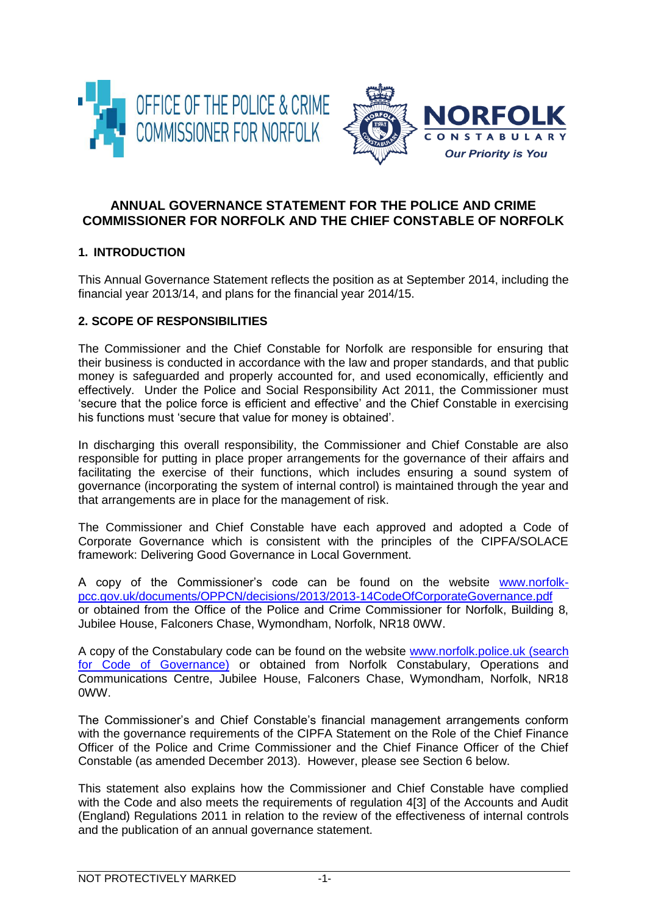# ANNUAL GOVERNANCE STATEMENT FOR THE POLICE AND CRIME COMMISSIONER FOR NORFOLK AND THE CHIEF CONSTABLE OF NORFOLK

## 1. INTRODUCTION

This Annual Governance Statement reflects the position as at September 2014, including the financial year 2013/14, and plans for the financial year 2014/15.

## 2. SCOPE OF RESPONSIBILITIES

The Commissioner and the Chief Constable for Norfolk are responsible for ensuring that their business is conducted in accordance with the law and proper standards, and that public money is safeguarded and properly accounted for, and used economically, efficiently and effectively. Under the Police and Social Responsibility Act 2011, the Commissioner must 'secure that the police force is efficient and effective' and the Chief Constable in exercising his functions must 'secure that value for money is obtained'.

In discharging this overall responsibility, the Commissioner and Chief Constable are also responsible for putting in place proper arrangements for the governance of their affairs and facilitating the exercise of their functions, which includes ensuring a sound system of governance (incorporating the system of internal control) is maintained through the year and that arrangements are in place for the management of risk.

The Commissioner and Chief Constable have each approved and adopted a Code of Corporate Governance which is consistent with the principles of the CIPFA/SOLACE framework: Delivering Good Governance in Local Government.

A copy of the Commissioner's code can be found on the website www.norfolk-pcc.gov.uk/documents/OPPCN/decisions/2013/2013-14CodeOfCorporateGovernance.pdf or obtained from the Office of the Police and Crime Commissioner for Norfolk, Building 8, Jubilee House, Falconers Chase, Wymondham, Norfolk, NR18 0WW.

A copy of the Constabulary code can be found on the website www.norfolk.police.uk (search for Code of Governance) or obtained from Norfolk Constabulary, Operations and Communications Centre, Jubilee House, Falconers Chase, Wymondham, Norfolk, NR18 0WW.

The Commissioner's and Chief Constable's financial management arrangements conform with the governance requirements of the CIPFA Statement on the Role of the Chief Finance Officer of the Police and Crime Commissioner and the Chief Finance Officer of the Chief Constable (as amended December 2013). However, please see Section 6 below.

This statement also explains how the Commissioner and Chief Constable have complied with the Code and also meets the requirements of regulation 4[3] of the Accounts and Audit (England) Regulations 2011 in relation to the review of the effectiveness of internal controls and the publication of an annual governance statement.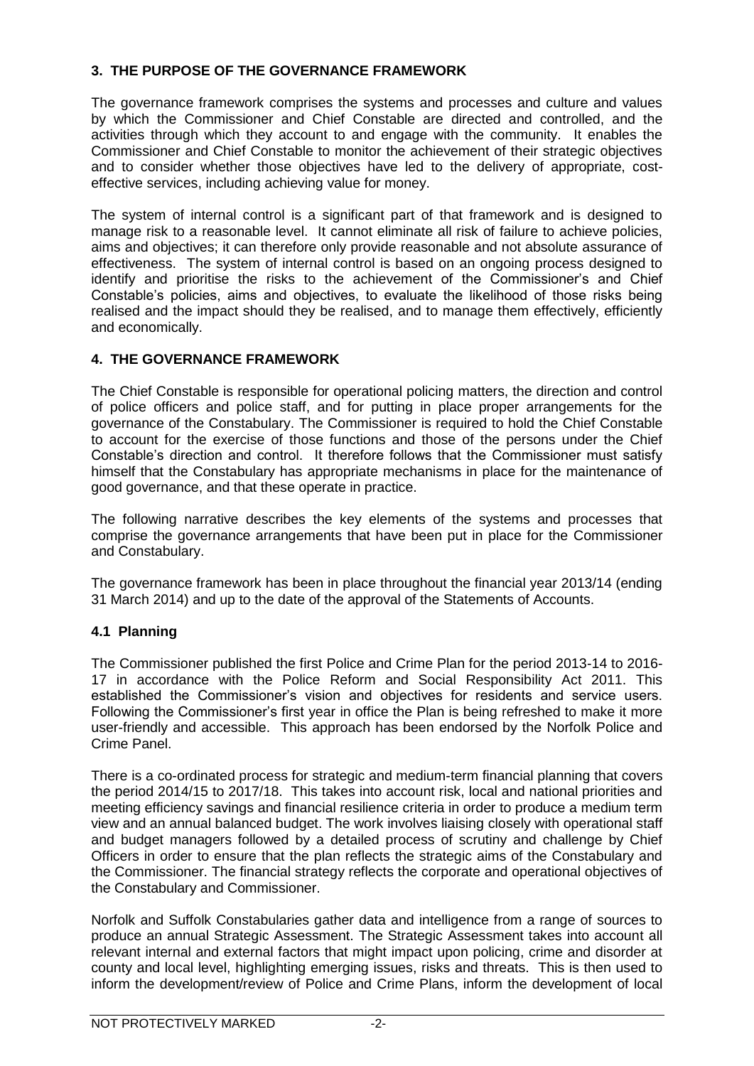## 3. THE PURPOSE OF THE GOVERNANCE FRAMEWORK

The governance framework comprises the systems and processes and culture and values by which the Commissioner and Chief Constable are directed and controlled, and the activities through which they account to and engage with the community. It enables the Commissioner and Chief Constable to monitor the achievement of their strategic objectives and to consider whether those objectives have led to the delivery of appropriate, cost-effective services, including achieving value for money.

The system of internal control is a significant part of that framework and is designed to manage risk to a reasonable level. It cannot eliminate all risk of failure to achieve policies, aims and objectives; it can therefore only provide reasonable and not absolute assurance of effectiveness. The system of internal control is based on an ongoing process designed to identify and prioritise the risks to the achievement of the Commissioner's and Chief Constable's policies, aims and objectives, to evaluate the likelihood of those risks being realised and the impact should they be realised, and to manage them effectively, efficiently and economically.

## 4. THE GOVERNANCE FRAMEWORK

The Chief Constable is responsible for operational policing matters, the direction and control of police officers and police staff, and for putting in place proper arrangements for the governance of the Constabulary. The Commissioner is required to hold the Chief Constable to account for the exercise of those functions and those of the persons under the Chief Constable's direction and control. It therefore follows that the Commissioner must satisfy himself that the Constabulary has appropriate mechanisms in place for the maintenance of good governance, and that these operate in practice.

The following narrative describes the key elements of the systems and processes that comprise the governance arrangements that have been put in place for the Commissioner and Constabulary.

The governance framework has been in place throughout the financial year 2013/14 (ending 31 March 2014) and up to the date of the approval of the Statements of Accounts.

### 4.1 Planning

The Commissioner published the first Police and Crime Plan for the period 2013-14 to 2016-17 in accordance with the Police Reform and Social Responsibility Act 2011. This established the Commissioner's vision and objectives for residents and service users. Following the Commissioner's first year in office the Plan is being refreshed to make it more user-friendly and accessible. This approach has been endorsed by the Norfolk Police and Crime Panel.

There is a co-ordinated process for strategic and medium-term financial planning that covers the period 2014/15 to 2017/18. This takes into account risk, local and national priorities and meeting efficiency savings and financial resilience criteria in order to produce a medium term view and an annual balanced budget. The work involves liaising closely with operational staff and budget managers followed by a detailed process of scrutiny and challenge by Chief Officers in order to ensure that the plan reflects the strategic aims of the Constabulary and the Commissioner. The financial strategy reflects the corporate and operational objectives of the Constabulary and Commissioner.

Norfolk and Suffolk Constabularies gather data and intelligence from a range of sources to produce an annual Strategic Assessment. The Strategic Assessment takes into account all relevant internal and external factors that might impact upon policing, crime and disorder at county and local level, highlighting emerging issues, risks and threats. This is then used to inform the development/review of Police and Crime Plans, inform the development of local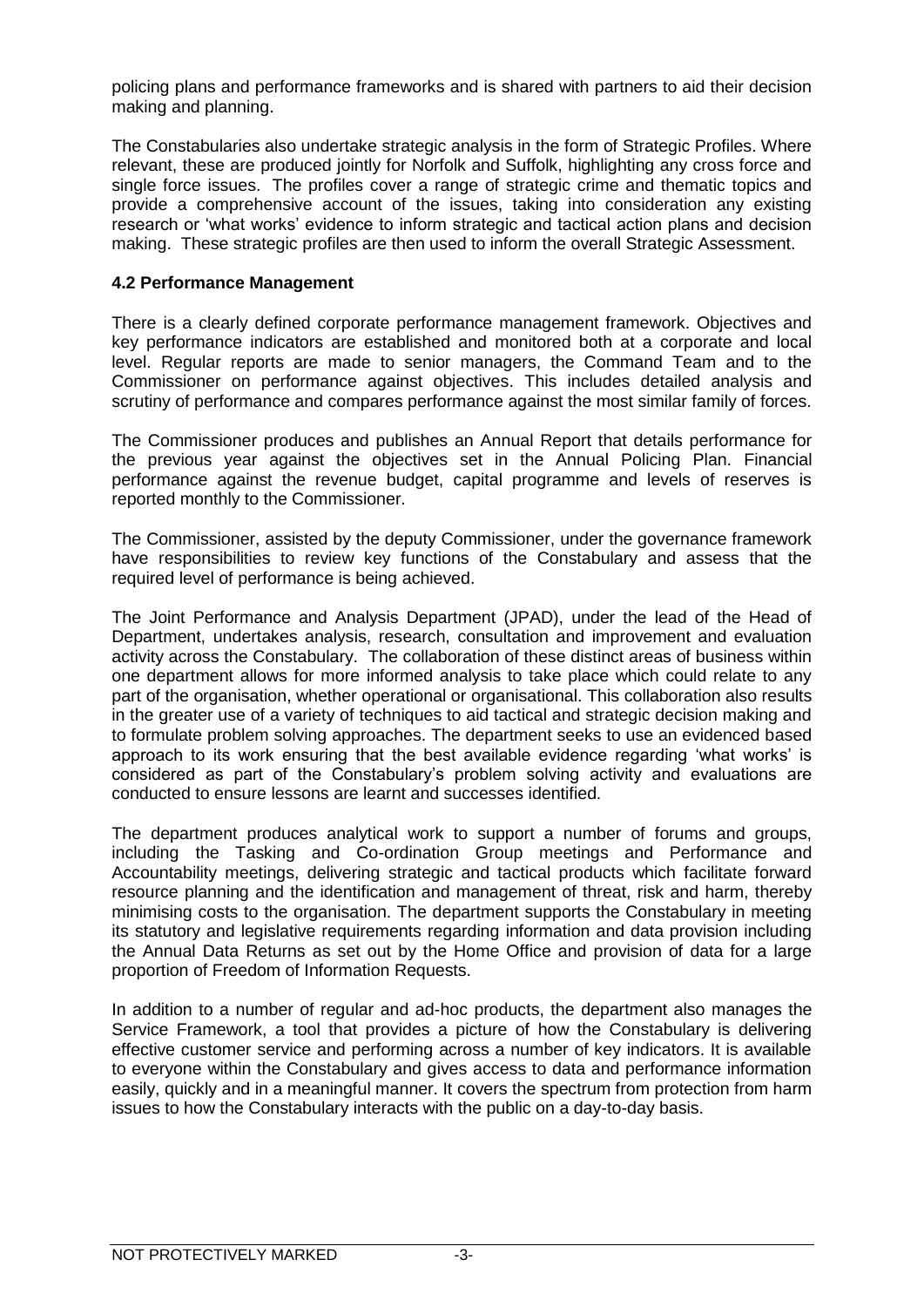policing plans and performance frameworks and is shared with partners to aid their decision making and planning.

The Constabularies also undertake strategic analysis in the form of Strategic Profiles. Where relevant, these are produced jointly for Norfolk and Suffolk, highlighting any cross force and single force issues. The profiles cover a range of strategic crime and thematic topics and provide a comprehensive account of the issues, taking into consideration any existing research or 'what works' evidence to inform strategic and tactical action plans and decision making. These strategic profiles are then used to inform the overall Strategic Assessment.

### 4.2 Performance Management

There is a clearly defined corporate performance management framework. Objectives and key performance indicators are established and monitored both at a corporate and local level. Regular reports are made to senior managers, the Command Team and to the Commissioner on performance against objectives. This includes detailed analysis and scrutiny of performance and compares performance against the most similar family of forces.

The Commissioner produces and publishes an Annual Report that details performance for the previous year against the objectives set in the Annual Policing Plan. Financial performance against the revenue budget, capital programme and levels of reserves is reported monthly to the Commissioner.

The Commissioner, assisted by the deputy Commissioner, under the governance framework have responsibilities to review key functions of the Constabulary and assess that the required level of performance is being achieved.

The Joint Performance and Analysis Department (JPAD), under the lead of the Head of Department, undertakes analysis, research, consultation and improvement and evaluation activity across the Constabulary. The collaboration of these distinct areas of business within one department allows for more informed analysis to take place which could relate to any part of the organisation, whether operational or organisational. This collaboration also results in the greater use of a variety of techniques to aid tactical and strategic decision making and to formulate problem solving approaches. The department seeks to use an evidenced based approach to its work ensuring that the best available evidence regarding 'what works' is considered as part of the Constabulary's problem solving activity and evaluations are conducted to ensure lessons are learnt and successes identified.

The department produces analytical work to support a number of forums and groups, including the Tasking and Co-ordination Group meetings and Performance and Accountability meetings, delivering strategic and tactical products which facilitate forward resource planning and the identification and management of threat, risk and harm, thereby minimising costs to the organisation. The department supports the Constabulary in meeting its statutory and legislative requirements regarding information and data provision including the Annual Data Returns as set out by the Home Office and provision of data for a large proportion of Freedom of Information Requests.

In addition to a number of regular and ad-hoc products, the department also manages the Service Framework, a tool that provides a picture of how the Constabulary is delivering effective customer service and performing across a number of key indicators. It is available to everyone within the Constabulary and gives access to data and performance information easily, quickly and in a meaningful manner. It covers the spectrum from protection from harm issues to how the Constabulary interacts with the public on a day-to-day basis.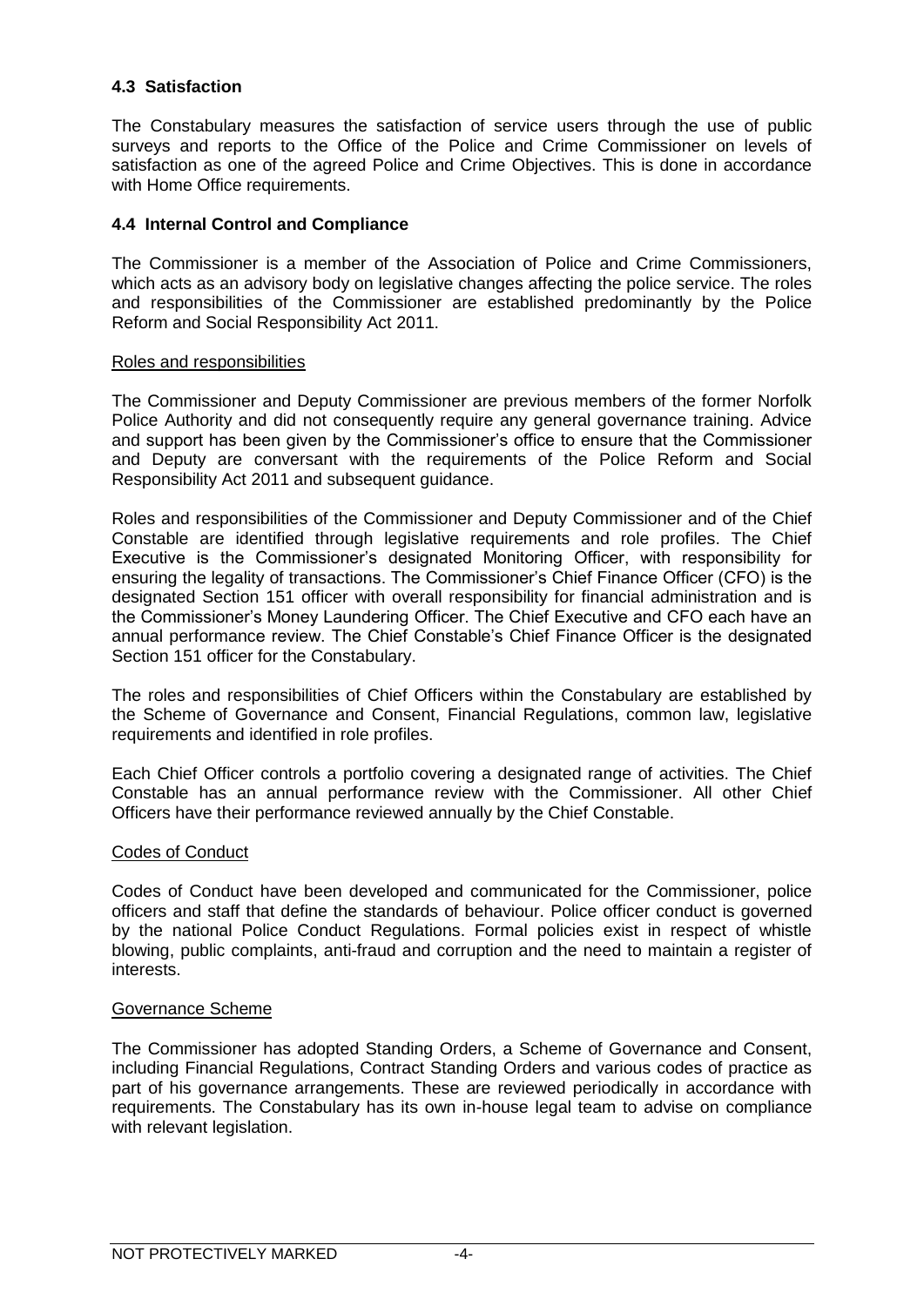### 4.3 Satisfaction

The Constabulary measures the satisfaction of service users through the use of public surveys and reports to the Office of the Police and Crime Commissioner on levels of satisfaction as one of the agreed Police and Crime Objectives. This is done in accordance with Home Office requirements.

### 4.4 Internal Control and Compliance

The Commissioner is a member of the Association of Police and Crime Commissioners, which acts as an advisory body on legislative changes affecting the police service. The roles and responsibilities of the Commissioner are established predominantly by the Police Reform and Social Responsibility Act 2011.

Roles and responsibilities

The Commissioner and Deputy Commissioner are previous members of the former Norfolk Police Authority and did not consequently require any general governance training. Advice and support has been given by the Commissioner's office to ensure that the Commissioner and Deputy are conversant with the requirements of the Police Reform and Social Responsibility Act 2011 and subsequent guidance.

Roles and responsibilities of the Commissioner and Deputy Commissioner and of the Chief Constable are identified through legislative requirements and role profiles. The Chief Executive is the Commissioner's designated Monitoring Officer, with responsibility for ensuring the legality of transactions. The Commissioner's Chief Finance Officer (CFO) is the designated Section 151 officer with overall responsibility for financial administration and is the Commissioner's Money Laundering Officer. The Chief Executive and CFO each have an annual performance review. The Chief Constable's Chief Finance Officer is the designated Section 151 officer for the Constabulary.

The roles and responsibilities of Chief Officers within the Constabulary are established by the Scheme of Governance and Consent, Financial Regulations, common law, legislative requirements and identified in role profiles.

Each Chief Officer controls a portfolio covering a designated range of activities. The Chief Constable has an annual performance review with the Commissioner. All other Chief Officers have their performance reviewed annually by the Chief Constable.

Codes of Conduct

Codes of Conduct have been developed and communicated for the Commissioner, police officers and staff that define the standards of behaviour. Police officer conduct is governed by the national Police Conduct Regulations. Formal policies exist in respect of whistle blowing, public complaints, anti-fraud and corruption and the need to maintain a register of interests.

Governance Scheme

The Commissioner has adopted Standing Orders, a Scheme of Governance and Consent, including Financial Regulations, Contract Standing Orders and various codes of practice as part of his governance arrangements. These are reviewed periodically in accordance with requirements. The Constabulary has its own in-house legal team to advise on compliance with relevant legislation.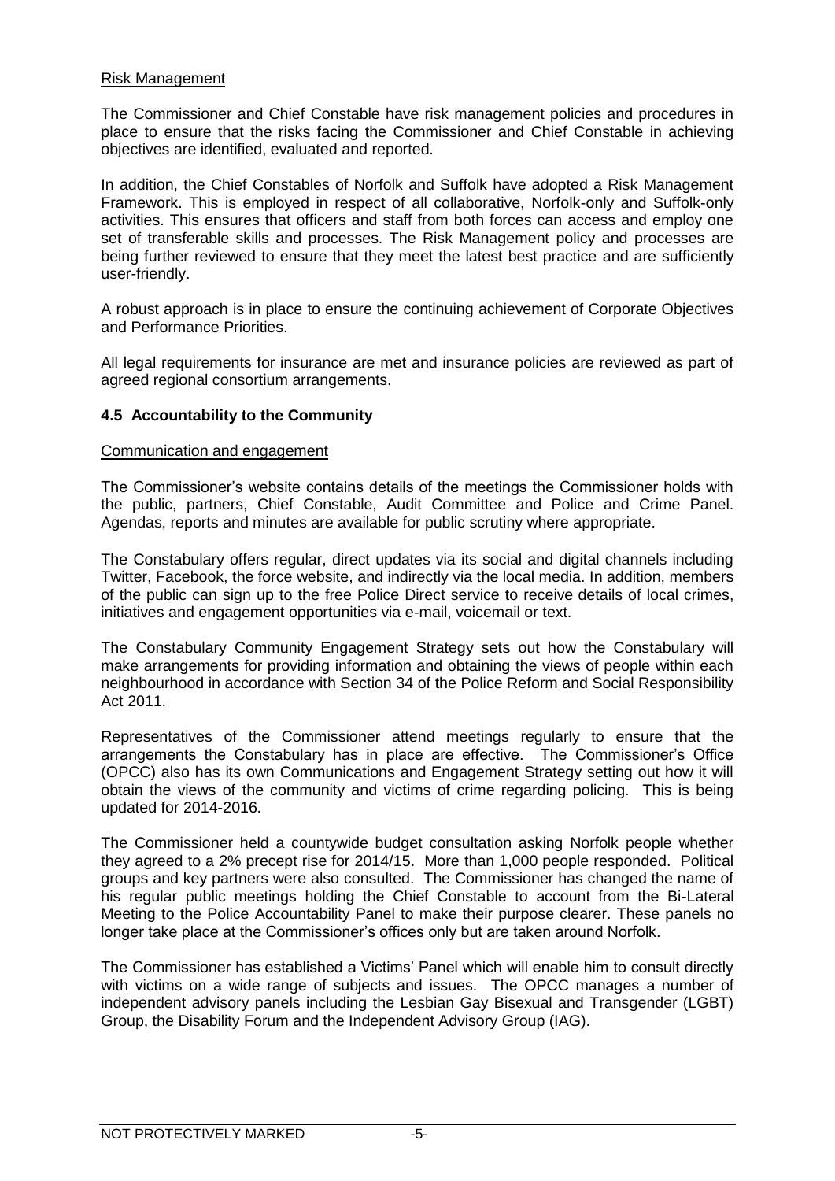Risk Management

The Commissioner and Chief Constable have risk management policies and procedures in place to ensure that the risks facing the Commissioner and Chief Constable in achieving objectives are identified, evaluated and reported.

In addition, the Chief Constables of Norfolk and Suffolk have adopted a Risk Management Framework. This is employed in respect of all collaborative, Norfolk-only and Suffolk-only activities. This ensures that officers and staff from both forces can access and employ one set of transferable skills and processes. The Risk Management policy and processes are being further reviewed to ensure that they meet the latest best practice and are sufficiently user-friendly.

A robust approach is in place to ensure the continuing achievement of Corporate Objectives and Performance Priorities.

All legal requirements for insurance are met and insurance policies are reviewed as part of agreed regional consortium arrangements.

### 4.5 Accountability to the Community

Communication and engagement

The Commissioner's website contains details of the meetings the Commissioner holds with the public, partners, Chief Constable, Audit Committee and Police and Crime Panel. Agendas, reports and minutes are available for public scrutiny where appropriate.

The Constabulary offers regular, direct updates via its social and digital channels including Twitter, Facebook, the force website, and indirectly via the local media. In addition, members of the public can sign up to the free Police Direct service to receive details of local crimes, initiatives and engagement opportunities via e-mail, voicemail or text.

The Constabulary Community Engagement Strategy sets out how the Constabulary will make arrangements for providing information and obtaining the views of people within each neighbourhood in accordance with Section 34 of the Police Reform and Social Responsibility Act 2011.

Representatives of the Commissioner attend meetings regularly to ensure that the arrangements the Constabulary has in place are effective. The Commissioner's Office (OPCC) also has its own Communications and Engagement Strategy setting out how it will obtain the views of the community and victims of crime regarding policing. This is being updated for 2014-2016.

The Commissioner held a countywide budget consultation asking Norfolk people whether they agreed to a 2% precept rise for 2014/15. More than 1,000 people responded. Political groups and key partners were also consulted. The Commissioner has changed the name of his regular public meetings holding the Chief Constable to account from the Bi-Lateral Meeting to the Police Accountability Panel to make their purpose clearer. These panels no longer take place at the Commissioner's offices only but are taken around Norfolk.

The Commissioner has established a Victims' Panel which will enable him to consult directly with victims on a wide range of subjects and issues. The OPCC manages a number of independent advisory panels including the Lesbian Gay Bisexual and Transgender (LGBT) Group, the Disability Forum and the Independent Advisory Group (IAG).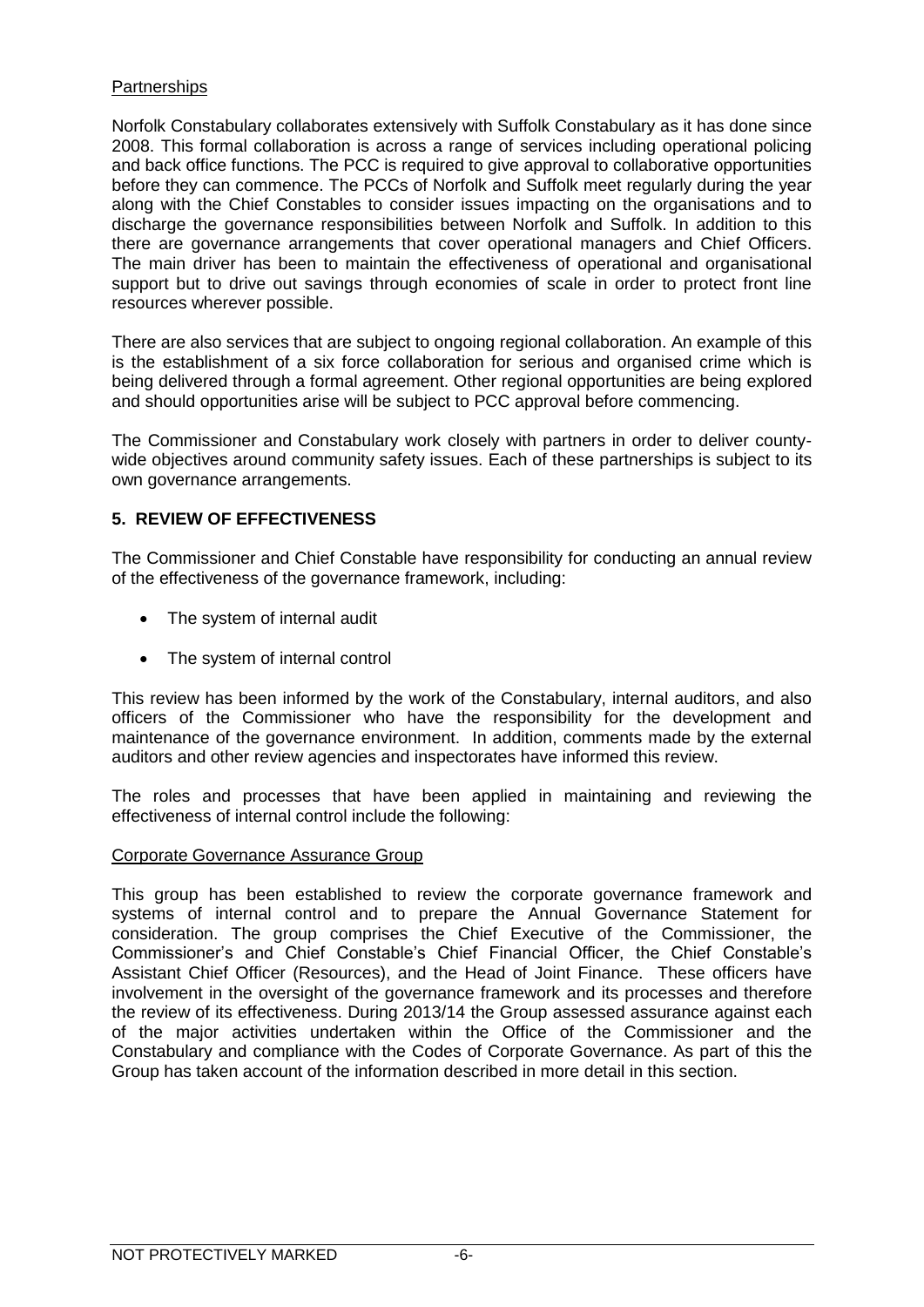Partnerships

Norfolk Constabulary collaborates extensively with Suffolk Constabulary as it has done since 2008. This formal collaboration is across a range of services including operational policing and back office functions. The PCC is required to give approval to collaborative opportunities before they can commence. The PCCs of Norfolk and Suffolk meet regularly during the year along with the Chief Constables to consider issues impacting on the organisations and to discharge the governance responsibilities between Norfolk and Suffolk. In addition to this there are governance arrangements that cover operational managers and Chief Officers. The main driver has been to maintain the effectiveness of operational and organisational support but to drive out savings through economies of scale in order to protect front line resources wherever possible.

There are also services that are subject to ongoing regional collaboration. An example of this is the establishment of a six force collaboration for serious and organised crime which is being delivered through a formal agreement. Other regional opportunities are being explored and should opportunities arise will be subject to PCC approval before commencing.

The Commissioner and Constabulary work closely with partners in order to deliver county-wide objectives around community safety issues. Each of these partnerships is subject to its own governance arrangements.

## 5. REVIEW OF EFFECTIVENESS

The Commissioner and Chief Constable have responsibility for conducting an annual review of the effectiveness of the governance framework, including:

- The system of internal audit
- The system of internal control

This review has been informed by the work of the Constabulary, internal auditors, and also officers of the Commissioner who have the responsibility for the development and maintenance of the governance environment. In addition, comments made by the external auditors and other review agencies and inspectorates have informed this review.

The roles and processes that have been applied in maintaining and reviewing the effectiveness of internal control include the following:

Corporate Governance Assurance Group

This group has been established to review the corporate governance framework and systems of internal control and to prepare the Annual Governance Statement for consideration. The group comprises the Chief Executive of the Commissioner, the Commissioner's and Chief Constable's Chief Financial Officer, the Chief Constable's Assistant Chief Officer (Resources), and the Head of Joint Finance. These officers have involvement in the oversight of the governance framework and its processes and therefore the review of its effectiveness. During 2013/14 the Group assessed assurance against each of the major activities undertaken within the Office of the Commissioner and the Constabulary and compliance with the Codes of Corporate Governance. As part of this the Group has taken account of the information described in more detail in this section.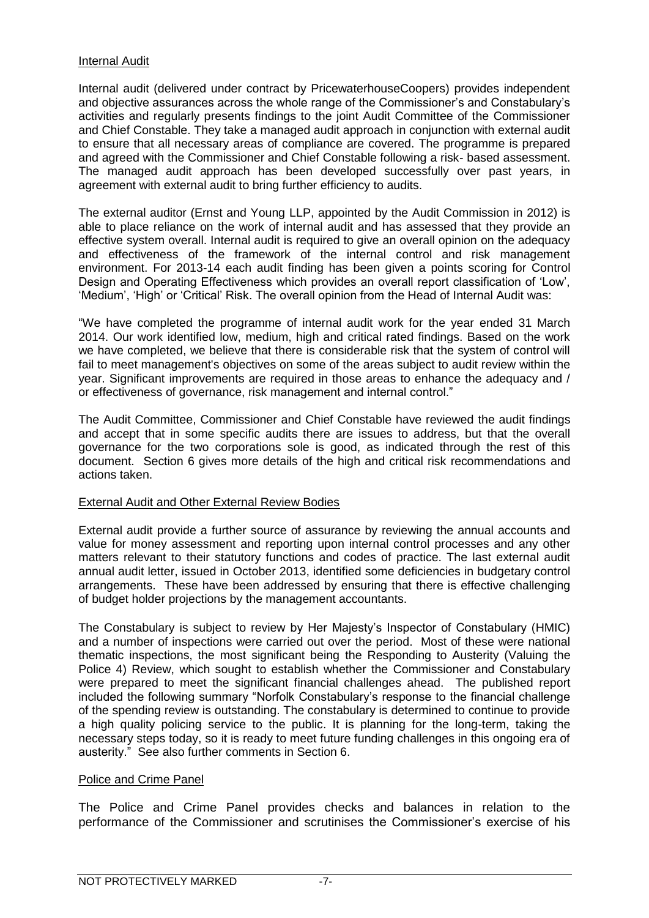### Internal Audit

Internal audit (delivered under contract by PricewaterhouseCoopers) provides independent and objective assurances across the whole range of the Commissioner's and Constabulary's activities and regularly presents findings to the joint Audit Committee of the Commissioner and Chief Constable. They take a managed audit approach in conjunction with external audit to ensure that all necessary areas of compliance are covered. The programme is prepared and agreed with the Commissioner and Chief Constable following a risk- based assessment. The managed audit approach has been developed successfully over past years, in agreement with external audit to bring further efficiency to audits.

The external auditor (Ernst and Young LLP, appointed by the Audit Commission in 2012) is able to place reliance on the work of internal audit and has assessed that they provide an effective system overall. Internal audit is required to give an overall opinion on the adequacy and effectiveness of the framework of the internal control and risk management environment. For 2013-14 each audit finding has been given a points scoring for Control Design and Operating Effectiveness which provides an overall report classification of 'Low', 'Medium', 'High' or 'Critical' Risk. The overall opinion from the Head of Internal Audit was:

"We have completed the programme of internal audit work for the year ended 31 March 2014. Our work identified low, medium, high and critical rated findings. Based on the work we have completed, we believe that there is considerable risk that the system of control will fail to meet management's objectives on some of the areas subject to audit review within the year. Significant improvements are required in those areas to enhance the adequacy and / or effectiveness of governance, risk management and internal control."

The Audit Committee, Commissioner and Chief Constable have reviewed the audit findings and accept that in some specific audits there are issues to address, but that the overall governance for the two corporations sole is good, as indicated through the rest of this document. Section 6 gives more details of the high and critical risk recommendations and actions taken.

### External Audit and Other External Review Bodies

External audit provide a further source of assurance by reviewing the annual accounts and value for money assessment and reporting upon internal control processes and any other matters relevant to their statutory functions and codes of practice. The last external audit annual audit letter, issued in October 2013, identified some deficiencies in budgetary control arrangements. These have been addressed by ensuring that there is effective challenging of budget holder projections by the management accountants.

The Constabulary is subject to review by Her Majesty's Inspector of Constabulary (HMIC) and a number of inspections were carried out over the period. Most of these were national thematic inspections, the most significant being the Responding to Austerity (Valuing the Police 4) Review, which sought to establish whether the Commissioner and Constabulary were prepared to meet the significant financial challenges ahead. The published report included the following summary "Norfolk Constabulary's response to the financial challenge of the spending review is outstanding. The constabulary is determined to continue to provide a high quality policing service to the public. It is planning for the long-term, taking the necessary steps today, so it is ready to meet future funding challenges in this ongoing era of austerity." See also further comments in Section 6.

### Police and Crime Panel

The Police and Crime Panel provides checks and balances in relation to the performance of the Commissioner and scrutinises the Commissioner's exercise of his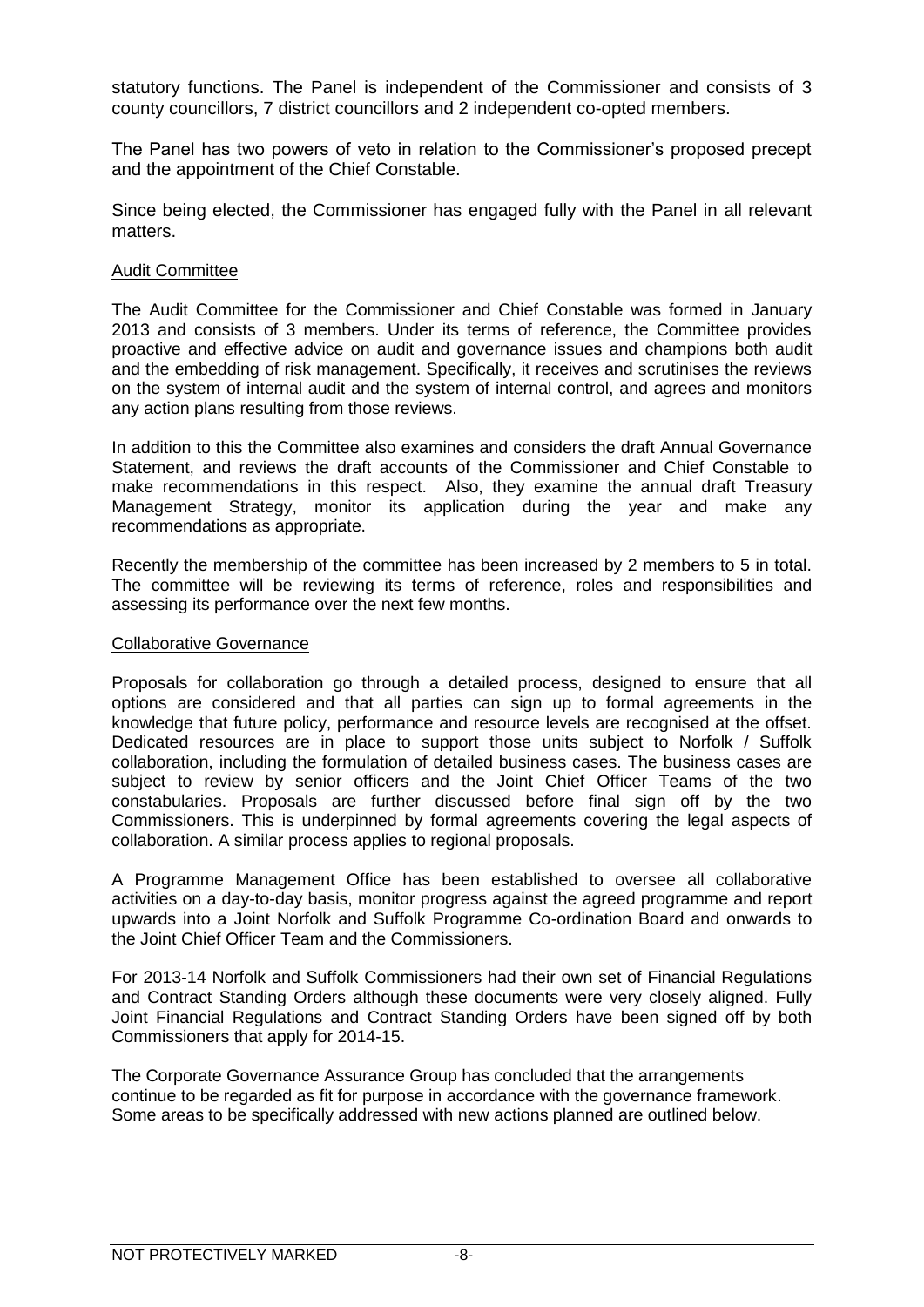statutory functions. The Panel is independent of the Commissioner and consists of 3 county councillors, 7 district councillors and 2 independent co-opted members.

The Panel has two powers of veto in relation to the Commissioner's proposed precept and the appointment of the Chief Constable.

Since being elected, the Commissioner has engaged fully with the Panel in all relevant matters.

### Audit Committee

The Audit Committee for the Commissioner and Chief Constable was formed in January 2013 and consists of 3 members. Under its terms of reference, the Committee provides proactive and effective advice on audit and governance issues and champions both audit and the embedding of risk management. Specifically, it receives and scrutinises the reviews on the system of internal audit and the system of internal control, and agrees and monitors any action plans resulting from those reviews.

In addition to this the Committee also examines and considers the draft Annual Governance Statement, and reviews the draft accounts of the Commissioner and Chief Constable to make recommendations in this respect. Also, they examine the annual draft Treasury Management Strategy, monitor its application during the year and make any recommendations as appropriate.

Recently the membership of the committee has been increased by 2 members to 5 in total. The committee will be reviewing its terms of reference, roles and responsibilities and assessing its performance over the next few months.

### Collaborative Governance

Proposals for collaboration go through a detailed process, designed to ensure that all options are considered and that all parties can sign up to formal agreements in the knowledge that future policy, performance and resource levels are recognised at the offset. Dedicated resources are in place to support those units subject to Norfolk / Suffolk collaboration, including the formulation of detailed business cases. The business cases are subject to review by senior officers and the Joint Chief Officer Teams of the two constabularies. Proposals are further discussed before final sign off by the two Commissioners. This is underpinned by formal agreements covering the legal aspects of collaboration. A similar process applies to regional proposals.

A Programme Management Office has been established to oversee all collaborative activities on a day-to-day basis, monitor progress against the agreed programme and report upwards into a Joint Norfolk and Suffolk Programme Co-ordination Board and onwards to the Joint Chief Officer Team and the Commissioners.

For 2013-14 Norfolk and Suffolk Commissioners had their own set of Financial Regulations and Contract Standing Orders although these documents were very closely aligned. Fully Joint Financial Regulations and Contract Standing Orders have been signed off by both Commissioners that apply for 2014-15.

The Corporate Governance Assurance Group has concluded that the arrangements continue to be regarded as fit for purpose in accordance with the governance framework. Some areas to be specifically addressed with new actions planned are outlined below.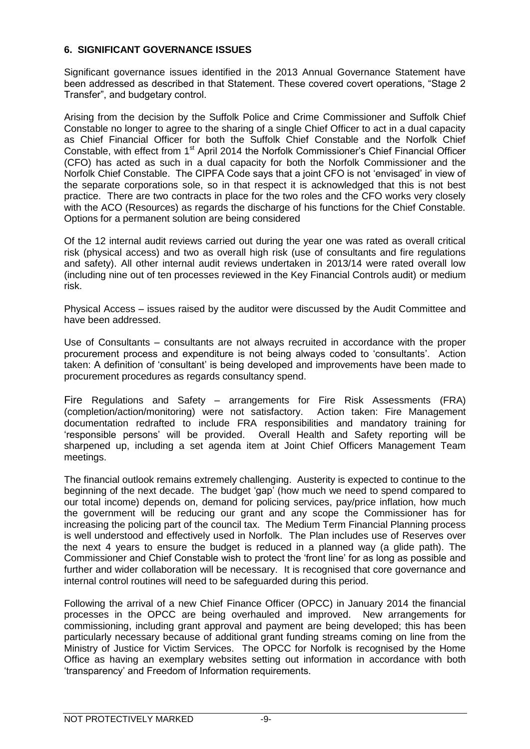**6. SIGNIFICANT GOVERNANCE ISSUES**

Significant governance issues identified in the 2013 Annual Governance Statement have been addressed as described in that Statement. These covered covert operations, "Stage 2 Transfer", and budgetary control.

Arising from the decision by the Suffolk Police and Crime Commissioner and Suffolk Chief Constable no longer to agree to the sharing of a single Chief Officer to act in a dual capacity as Chief Financial Officer for both the Suffolk Chief Constable and the Norfolk Chief Constable, with effect from 1st April 2014 the Norfolk Commissioner's Chief Financial Officer (CFO) has acted as such in a dual capacity for both the Norfolk Commissioner and the Norfolk Chief Constable. The CIPFA Code says that a joint CFO is not 'envisaged' in view of the separate corporations sole, so in that respect it is acknowledged that this is not best practice. There are two contracts in place for the two roles and the CFO works very closely with the ACO (Resources) as regards the discharge of his functions for the Chief Constable. Options for a permanent solution are being considered

Of the 12 internal audit reviews carried out during the year one was rated as overall critical risk (physical access) and two as overall high risk (use of consultants and fire regulations and safety). All other internal audit reviews undertaken in 2013/14 were rated overall low (including nine out of ten processes reviewed in the Key Financial Controls audit) or medium risk.

Physical Access – issues raised by the auditor were discussed by the Audit Committee and have been addressed.

Use of Consultants – consultants are not always recruited in accordance with the proper procurement process and expenditure is not being always coded to 'consultants'. Action taken: A definition of 'consultant' is being developed and improvements have been made to procurement procedures as regards consultancy spend.

Fire Regulations and Safety – arrangements for Fire Risk Assessments (FRA) (completion/action/monitoring) were not satisfactory. Action taken: Fire Management documentation redrafted to include FRA responsibilities and mandatory training for 'responsible persons' will be provided. Overall Health and Safety reporting will be sharpened up, including a set agenda item at Joint Chief Officers Management Team meetings.

The financial outlook remains extremely challenging. Austerity is expected to continue to the beginning of the next decade. The budget 'gap' (how much we need to spend compared to our total income) depends on, demand for policing services, pay/price inflation, how much the government will be reducing our grant and any scope the Commissioner has for increasing the policing part of the council tax. The Medium Term Financial Planning process is well understood and effectively used in Norfolk. The Plan includes use of Reserves over the next 4 years to ensure the budget is reduced in a planned way (a glide path). The Commissioner and Chief Constable wish to protect the 'front line' for as long as possible and further and wider collaboration will be necessary. It is recognised that core governance and internal control routines will need to be safeguarded during this period.

Following the arrival of a new Chief Finance Officer (OPCC) in January 2014 the financial processes in the OPCC are being overhauled and improved. New arrangements for commissioning, including grant approval and payment are being developed; this has been particularly necessary because of additional grant funding streams coming on line from the Ministry of Justice for Victim Services. The OPCC for Norfolk is recognised by the Home Office as having an exemplary websites setting out information in accordance with both 'transparency' and Freedom of Information requirements.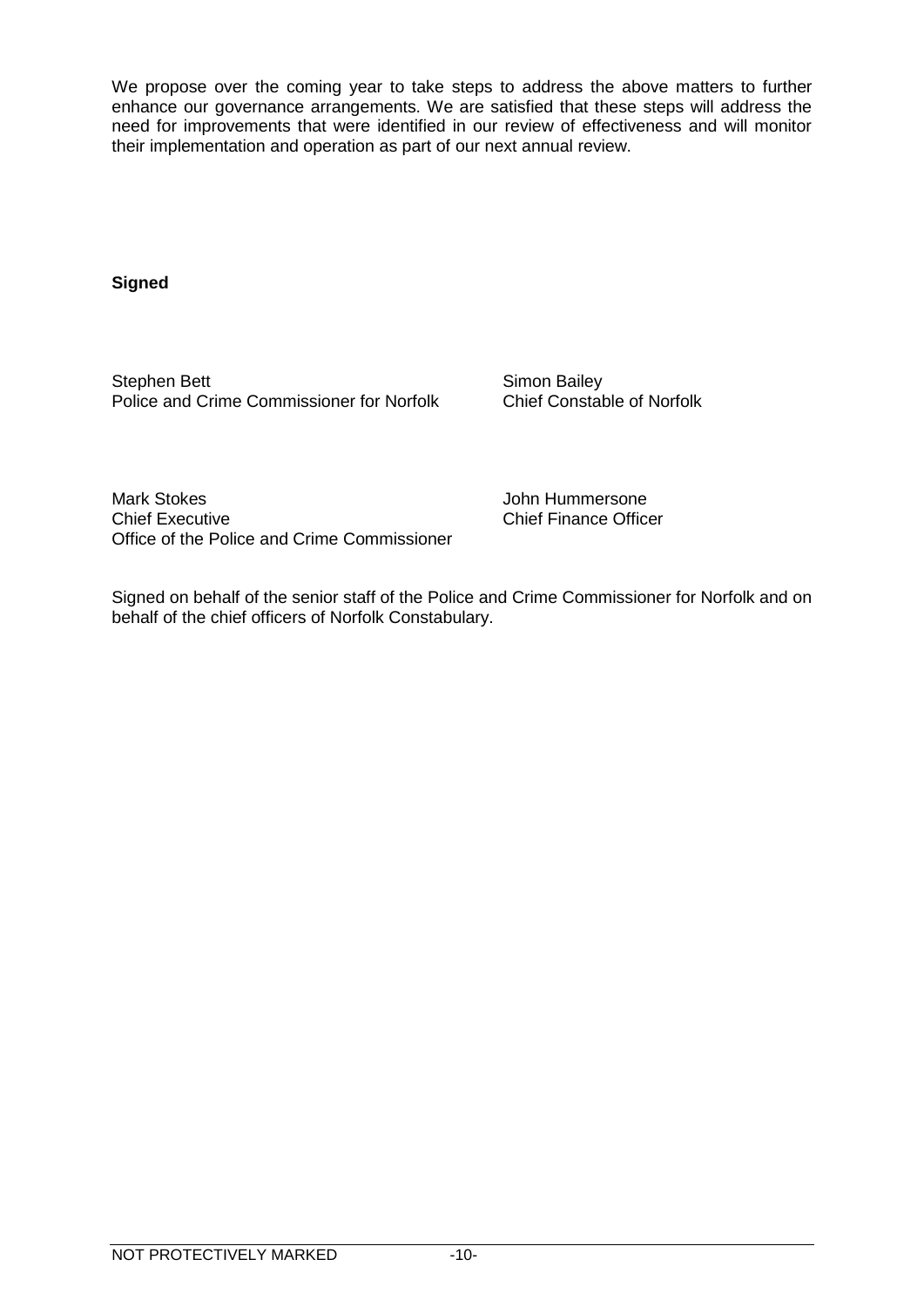We propose over the coming year to take steps to address the above matters to further enhance our governance arrangements. We are satisfied that these steps will address the need for improvements that were identified in our review of effectiveness and will monitor their implementation and operation as part of our next annual review.

**Signed**

Stephen Bett
Police and Crime Commissioner for Norfolk

Simon Bailey
Chief Constable of Norfolk

Mark Stokes
Chief Executive
Office of the Police and Crime Commissioner

John Hummersone
Chief Finance Officer

Signed on behalf of the senior staff of the Police and Crime Commissioner for Norfolk and on behalf of the chief officers of Norfolk Constabulary.

NOT PROTECTIVELY MARKED